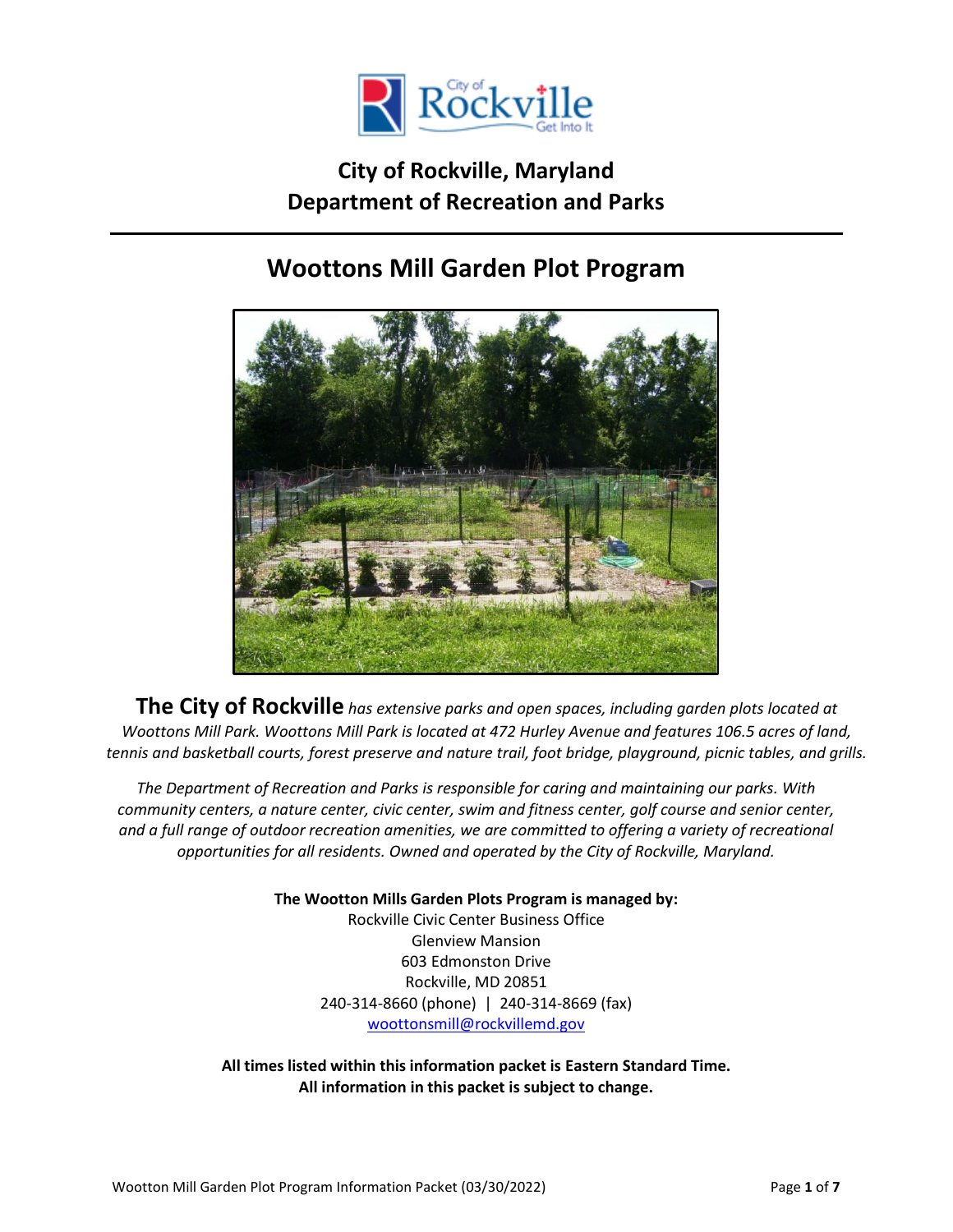# City of Rockville, Maryland
# Department of Recreation and Parks

## Woottons Mill Garden Plot Program

**The City of Rockville** *has extensive parks and open spaces, including garden plots located at Woottons Mill Park. Woottons Mill Park is located at 472 Hurley Avenue and features 106.5 acres of land, tennis and basketball courts, forest preserve and nature trail, foot bridge, playground, picnic tables, and grills.*

*The Department of Recreation and Parks is responsible for caring and maintaining our parks. With community centers, a nature center, civic center, swim and fitness center, golf course and senior center, and a full range of outdoor recreation amenities, we are committed to offering a variety of recreational opportunities for all residents. Owned and operated by the City of Rockville, Maryland.*

**The Wootton Mills Garden Plots Program is managed by:**
Rockville Civic Center Business Office
Glenview Mansion
603 Edmonston Drive
Rockville, MD 20851
240-314-8660 (phone) | 240-314-8669 (fax)
woottonsmill@rockvillemd.gov

**All times listed within this information packet is Eastern Standard Time.**
**All information in this packet is subject to change.**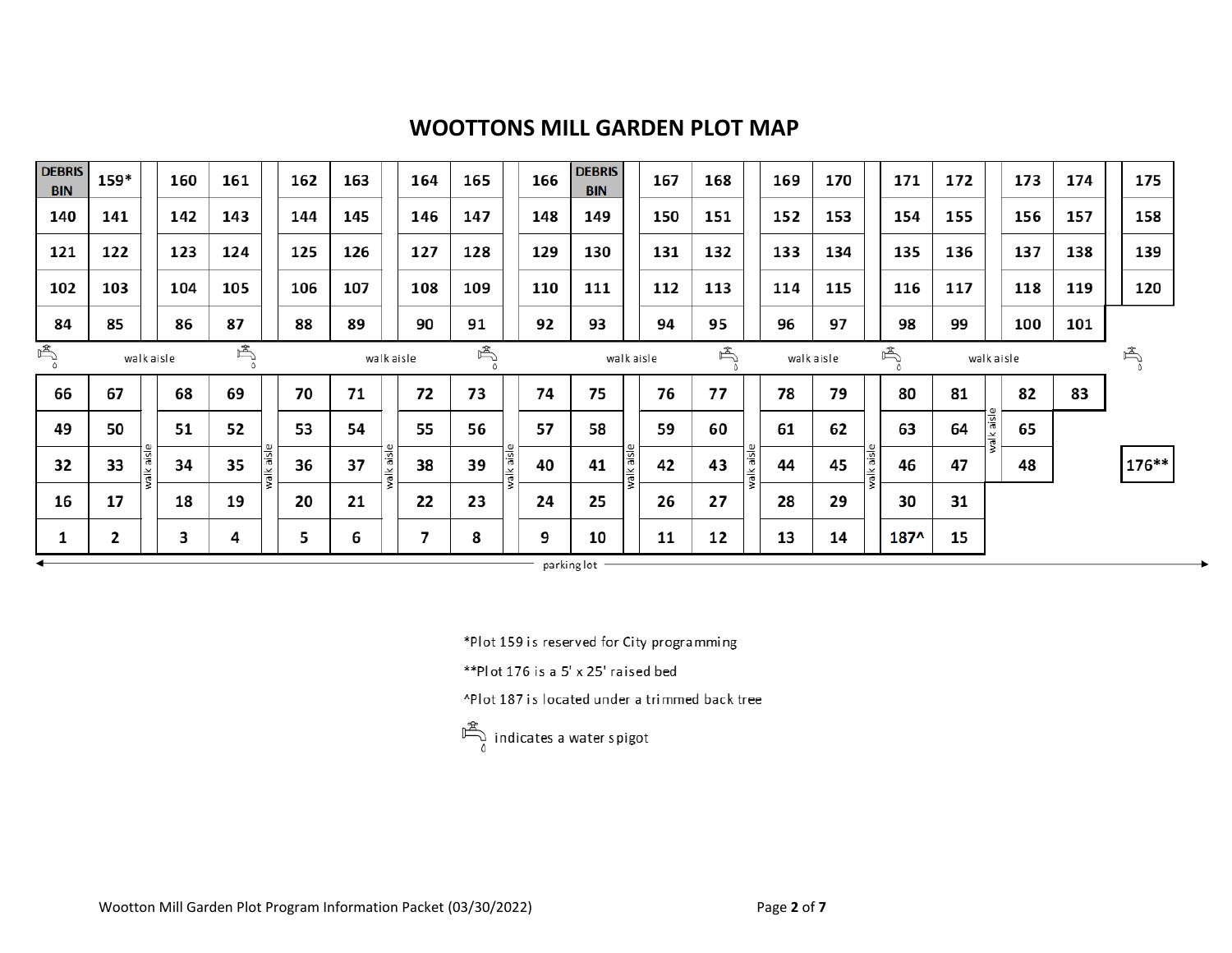# WOOTTONS MILL GARDEN PLOT MAP

| DEBRIS BIN | 159* | | 160 | 161 | | 162 | 163 | | 164 | 165 | | 166 | DEBRIS BIN | | 167 | 168 | | 169 | 170 | | 171 | 172 | | 173 | 174 | | 175 |
|---|---|---|---|---|---|---|---|---|---|---|---|---|---|---|---|---|---|---|---|---|---|---|---|---|---|---|---|
| 140 | 141 | | 142 | 143 | | 144 | 145 | | 146 | 147 | | 148 | 149 | | 150 | 151 | | 152 | 153 | | 154 | 155 | | 156 | 157 | | 158 |
| 121 | 122 | | 123 | 124 | | 125 | 126 | | 127 | 128 | | 129 | 130 | | 131 | 132 | | 133 | 134 | | 135 | 136 | | 137 | 138 | | 139 |
| 102 | 103 | | 104 | 105 | | 106 | 107 | | 108 | 109 | | 110 | 111 | | 112 | 113 | | 114 | 115 | | 116 | 117 | | 118 | 119 | | 120 |
| 84 | 85 | | 86 | 87 | | 88 | 89 | | 90 | 91 | | 92 | 93 | | 94 | 95 | | 96 | 97 | | 98 | 99 | | 100 | 101 | | |

walk aisle — walk aisle — walk aisle — walk aisle — walk aisle

| 66 | 67 | walk aisle | 68 | 69 | walk aisle | 70 | 71 | walk aisle | 72 | 73 | walk aisle | 74 | 75 | walk aisle | 76 | 77 | walk aisle | 78 | 79 | walk aisle | 80 | 81 | walk aisle | 82 | 83 | | |
|---|---|---|---|---|---|---|---|---|---|---|---|---|---|---|---|---|---|---|---|---|---|---|---|---|---|---|---|
| 49 | 50 | | 51 | 52 | | 53 | 54 | | 55 | 56 | | 57 | 58 | | 59 | 60 | | 61 | 62 | | 63 | 64 | | 65 | | | |
| 32 | 33 | | 34 | 35 | | 36 | 37 | | 38 | 39 | | 40 | 41 | | 42 | 43 | | 44 | 45 | | 46 | 47 | | 48 | | | 176** |
| 16 | 17 | | 18 | 19 | | 20 | 21 | | 22 | 23 | | 24 | 25 | | 26 | 27 | | 28 | 29 | | 30 | 31 | | | | | |
| 1 | 2 | | 3 | 4 | | 5 | 6 | | 7 | 8 | | 9 | 10 | | 11 | 12 | | 13 | 14 | | 187^ | 15 | | | | | |

parking lot

*Plot 159 is reserved for City programming

**Plot 176 is a 5' x 25' raised bed

^Plot 187 is located under a trimmed back tree

(spigot icon) indicates a water spigot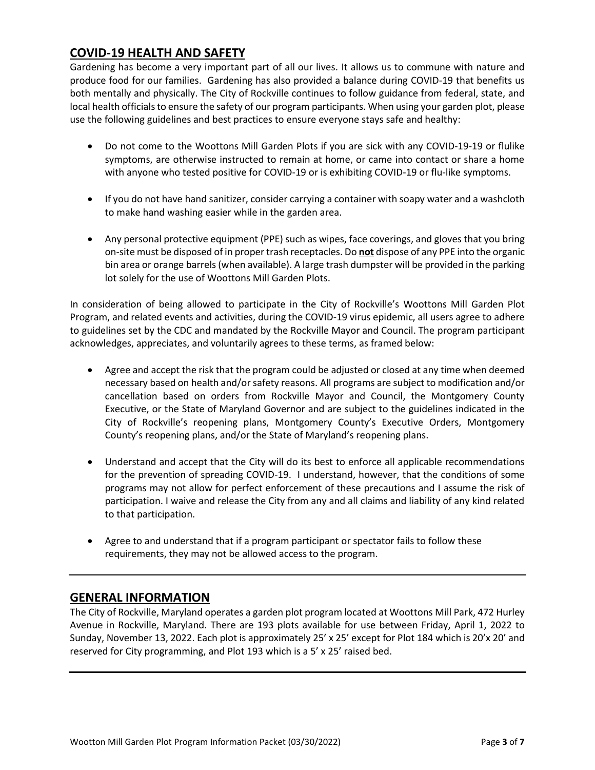## COVID-19 HEALTH AND SAFETY

Gardening has become a very important part of all our lives. It allows us to commune with nature and produce food for our families. Gardening has also provided a balance during COVID-19 that benefits us both mentally and physically. The City of Rockville continues to follow guidance from federal, state, and local health officials to ensure the safety of our program participants. When using your garden plot, please use the following guidelines and best practices to ensure everyone stays safe and healthy:

- Do not come to the Woottons Mill Garden Plots if you are sick with any COVID-19-19 or flulike symptoms, are otherwise instructed to remain at home, or came into contact or share a home with anyone who tested positive for COVID-19 or is exhibiting COVID-19 or flu-like symptoms.

- If you do not have hand sanitizer, consider carrying a container with soapy water and a washcloth to make hand washing easier while in the garden area.

- Any personal protective equipment (PPE) such as wipes, face coverings, and gloves that you bring on-site must be disposed of in proper trash receptacles. Do **not** dispose of any PPE into the organic bin area or orange barrels (when available). A large trash dumpster will be provided in the parking lot solely for the use of Woottons Mill Garden Plots.

In consideration of being allowed to participate in the City of Rockville's Woottons Mill Garden Plot Program, and related events and activities, during the COVID-19 virus epidemic, all users agree to adhere to guidelines set by the CDC and mandated by the Rockville Mayor and Council. The program participant acknowledges, appreciates, and voluntarily agrees to these terms, as framed below:

- Agree and accept the risk that the program could be adjusted or closed at any time when deemed necessary based on health and/or safety reasons. All programs are subject to modification and/or cancellation based on orders from Rockville Mayor and Council, the Montgomery County Executive, or the State of Maryland Governor and are subject to the guidelines indicated in the City of Rockville's reopening plans, Montgomery County's Executive Orders, Montgomery County's reopening plans, and/or the State of Maryland's reopening plans.

- Understand and accept that the City will do its best to enforce all applicable recommendations for the prevention of spreading COVID-19. I understand, however, that the conditions of some programs may not allow for perfect enforcement of these precautions and I assume the risk of participation. I waive and release the City from any and all claims and liability of any kind related to that participation.

- Agree to and understand that if a program participant or spectator fails to follow these requirements, they may not be allowed access to the program.

## GENERAL INFORMATION

The City of Rockville, Maryland operates a garden plot program located at Woottons Mill Park, 472 Hurley Avenue in Rockville, Maryland. There are 193 plots available for use between Friday, April 1, 2022 to Sunday, November 13, 2022. Each plot is approximately 25' x 25' except for Plot 184 which is 20'x 20' and reserved for City programming, and Plot 193 which is a 5' x 25' raised bed.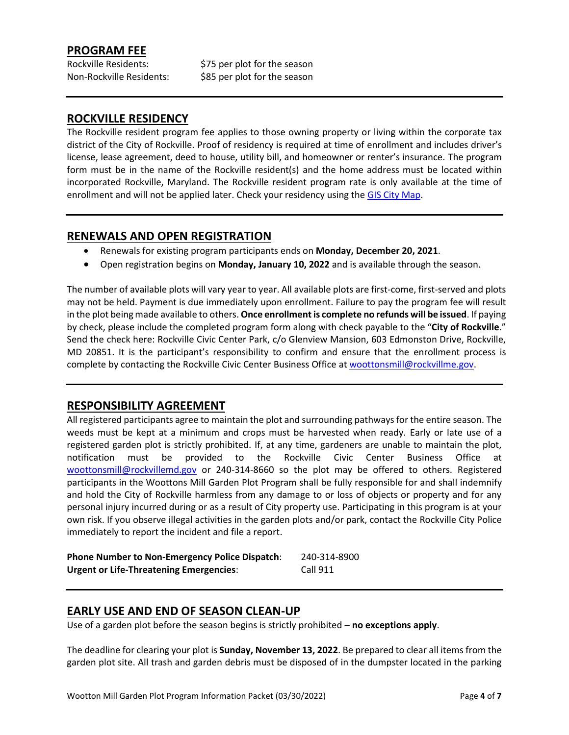## PROGRAM FEE

Rockville Residents: $75 per plot for the season
Non-Rockville Residents: $85 per plot for the season

---

## ROCKVILLE RESIDENCY

The Rockville resident program fee applies to those owning property or living within the corporate tax district of the City of Rockville. Proof of residency is required at time of enrollment and includes driver's license, lease agreement, deed to house, utility bill, and homeowner or renter's insurance. The program form must be in the name of the Rockville resident(s) and the home address must be located within incorporated Rockville, Maryland. The Rockville resident program rate is only available at the time of enrollment and will not be applied later. Check your residency using the GIS City Map.

---

## RENEWALS AND OPEN REGISTRATION

- Renewals for existing program participants ends on **Monday, December 20, 2021**.
- Open registration begins on **Monday, January 10, 2022** and is available through the season.

The number of available plots will vary year to year. All available plots are first-come, first-served and plots may not be held. Payment is due immediately upon enrollment. Failure to pay the program fee will result in the plot being made available to others. **Once enrollment is complete no refunds will be issued**. If paying by check, please include the completed program form along with check payable to the "**City of Rockville**." Send the check here: Rockville Civic Center Park, c/o Glenview Mansion, 603 Edmonston Drive, Rockville, MD 20851. It is the participant's responsibility to confirm and ensure that the enrollment process is complete by contacting the Rockville Civic Center Business Office at woottonsmill@rockvillme.gov.

---

## RESPONSIBILITY AGREEMENT

All registered participants agree to maintain the plot and surrounding pathways for the entire season. The weeds must be kept at a minimum and crops must be harvested when ready. Early or late use of a registered garden plot is strictly prohibited. If, at any time, gardeners are unable to maintain the plot, notification must be provided to the Rockville Civic Center Business Office at woottonsmill@rockvillemd.gov or 240-314-8660 so the plot may be offered to others. Registered participants in the Woottons Mill Garden Plot Program shall be fully responsible for and shall indemnify and hold the City of Rockville harmless from any damage to or loss of objects or property and for any personal injury incurred during or as a result of City property use. Participating in this program is at your own risk. If you observe illegal activities in the garden plots and/or park, contact the Rockville City Police immediately to report the incident and file a report.

**Phone Number to Non-Emergency Police Dispatch**: 240-314-8900
**Urgent or Life-Threatening Emergencies**: Call 911

---

## EARLY USE AND END OF SEASON CLEAN-UP

Use of a garden plot before the season begins is strictly prohibited – **no exceptions apply**.

The deadline for clearing your plot is **Sunday, November 13, 2022**. Be prepared to clear all items from the garden plot site. All trash and garden debris must be disposed of in the dumpster located in the parking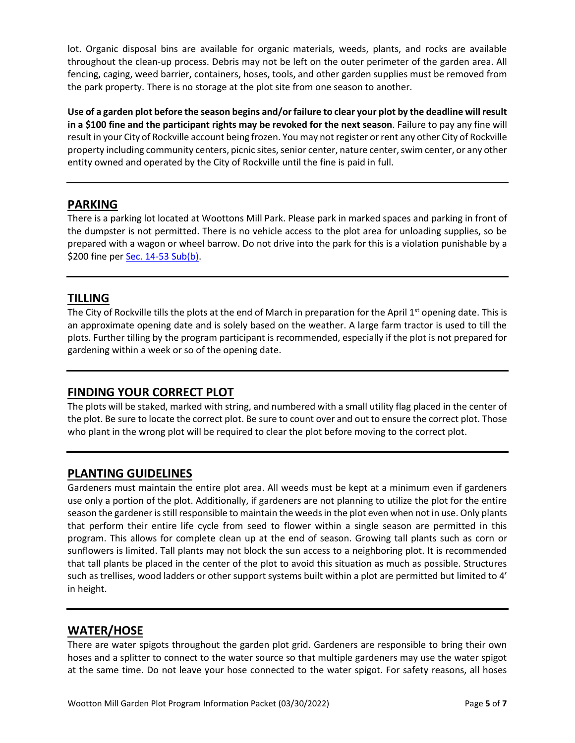lot. Organic disposal bins are available for organic materials, weeds, plants, and rocks are available throughout the clean-up process. Debris may not be left on the outer perimeter of the garden area. All fencing, caging, weed barrier, containers, hoses, tools, and other garden supplies must be removed from the park property. There is no storage at the plot site from one season to another.

**Use of a garden plot before the season begins and/or failure to clear your plot by the deadline will result in a $100 fine and the participant rights may be revoked for the next season**. Failure to pay any fine will result in your City of Rockville account being frozen. You may not register or rent any other City of Rockville property including community centers, picnic sites, senior center, nature center, swim center, or any other entity owned and operated by the City of Rockville until the fine is paid in full.

---

## PARKING

There is a parking lot located at Woottons Mill Park. Please park in marked spaces and parking in front of the dumpster is not permitted. There is no vehicle access to the plot area for unloading supplies, so be prepared with a wagon or wheel barrow. Do not drive into the park for this is a violation punishable by a $200 fine per Sec. 14-53 Sub(b).

---

## TILLING

The City of Rockville tills the plots at the end of March in preparation for the April 1st opening date. This is an approximate opening date and is solely based on the weather. A large farm tractor is used to till the plots. Further tilling by the program participant is recommended, especially if the plot is not prepared for gardening within a week or so of the opening date.

---

## FINDING YOUR CORRECT PLOT

The plots will be staked, marked with string, and numbered with a small utility flag placed in the center of the plot. Be sure to locate the correct plot. Be sure to count over and out to ensure the correct plot. Those who plant in the wrong plot will be required to clear the plot before moving to the correct plot.

---

## PLANTING GUIDELINES

Gardeners must maintain the entire plot area. All weeds must be kept at a minimum even if gardeners use only a portion of the plot. Additionally, if gardeners are not planning to utilize the plot for the entire season the gardener is still responsible to maintain the weeds in the plot even when not in use. Only plants that perform their entire life cycle from seed to flower within a single season are permitted in this program. This allows for complete clean up at the end of season. Growing tall plants such as corn or sunflowers is limited. Tall plants may not block the sun access to a neighboring plot. It is recommended that tall plants be placed in the center of the plot to avoid this situation as much as possible. Structures such as trellises, wood ladders or other support systems built within a plot are permitted but limited to 4' in height.

---

## WATER/HOSE

There are water spigots throughout the garden plot grid. Gardeners are responsible to bring their own hoses and a splitter to connect to the water source so that multiple gardeners may use the water spigot at the same time. Do not leave your hose connected to the water spigot. For safety reasons, all hoses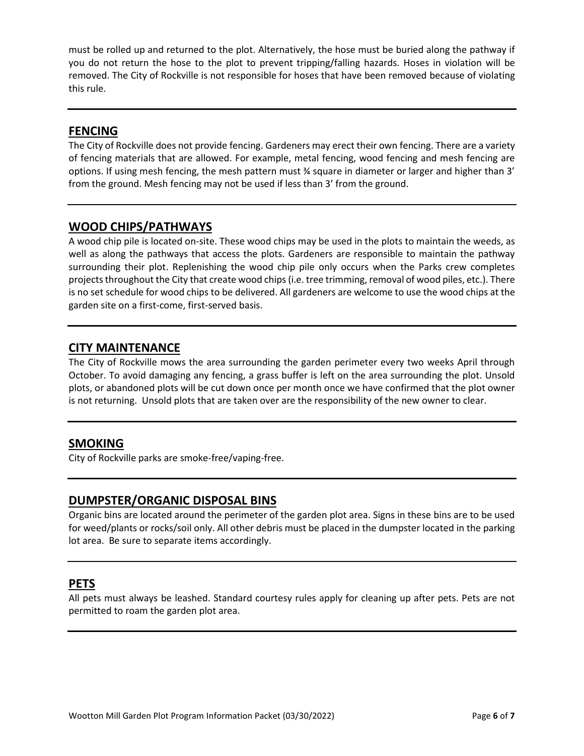must be rolled up and returned to the plot. Alternatively, the hose must be buried along the pathway if you do not return the hose to the plot to prevent tripping/falling hazards. Hoses in violation will be removed. The City of Rockville is not responsible for hoses that have been removed because of violating this rule.

---

## FENCING

The City of Rockville does not provide fencing. Gardeners may erect their own fencing. There are a variety of fencing materials that are allowed. For example, metal fencing, wood fencing and mesh fencing are options. If using mesh fencing, the mesh pattern must ¾ square in diameter or larger and higher than 3' from the ground. Mesh fencing may not be used if less than 3' from the ground.

---

## WOOD CHIPS/PATHWAYS

A wood chip pile is located on-site. These wood chips may be used in the plots to maintain the weeds, as well as along the pathways that access the plots. Gardeners are responsible to maintain the pathway surrounding their plot. Replenishing the wood chip pile only occurs when the Parks crew completes projects throughout the City that create wood chips (i.e. tree trimming, removal of wood piles, etc.). There is no set schedule for wood chips to be delivered. All gardeners are welcome to use the wood chips at the garden site on a first-come, first-served basis.

---

## CITY MAINTENANCE

The City of Rockville mows the area surrounding the garden perimeter every two weeks April through October. To avoid damaging any fencing, a grass buffer is left on the area surrounding the plot. Unsold plots, or abandoned plots will be cut down once per month once we have confirmed that the plot owner is not returning. Unsold plots that are taken over are the responsibility of the new owner to clear.

---

## SMOKING

City of Rockville parks are smoke-free/vaping-free.

---

## DUMPSTER/ORGANIC DISPOSAL BINS

Organic bins are located around the perimeter of the garden plot area. Signs in these bins are to be used for weed/plants or rocks/soil only. All other debris must be placed in the dumpster located in the parking lot area. Be sure to separate items accordingly.

---

## PETS

All pets must always be leashed. Standard courtesy rules apply for cleaning up after pets. Pets are not permitted to roam the garden plot area.

---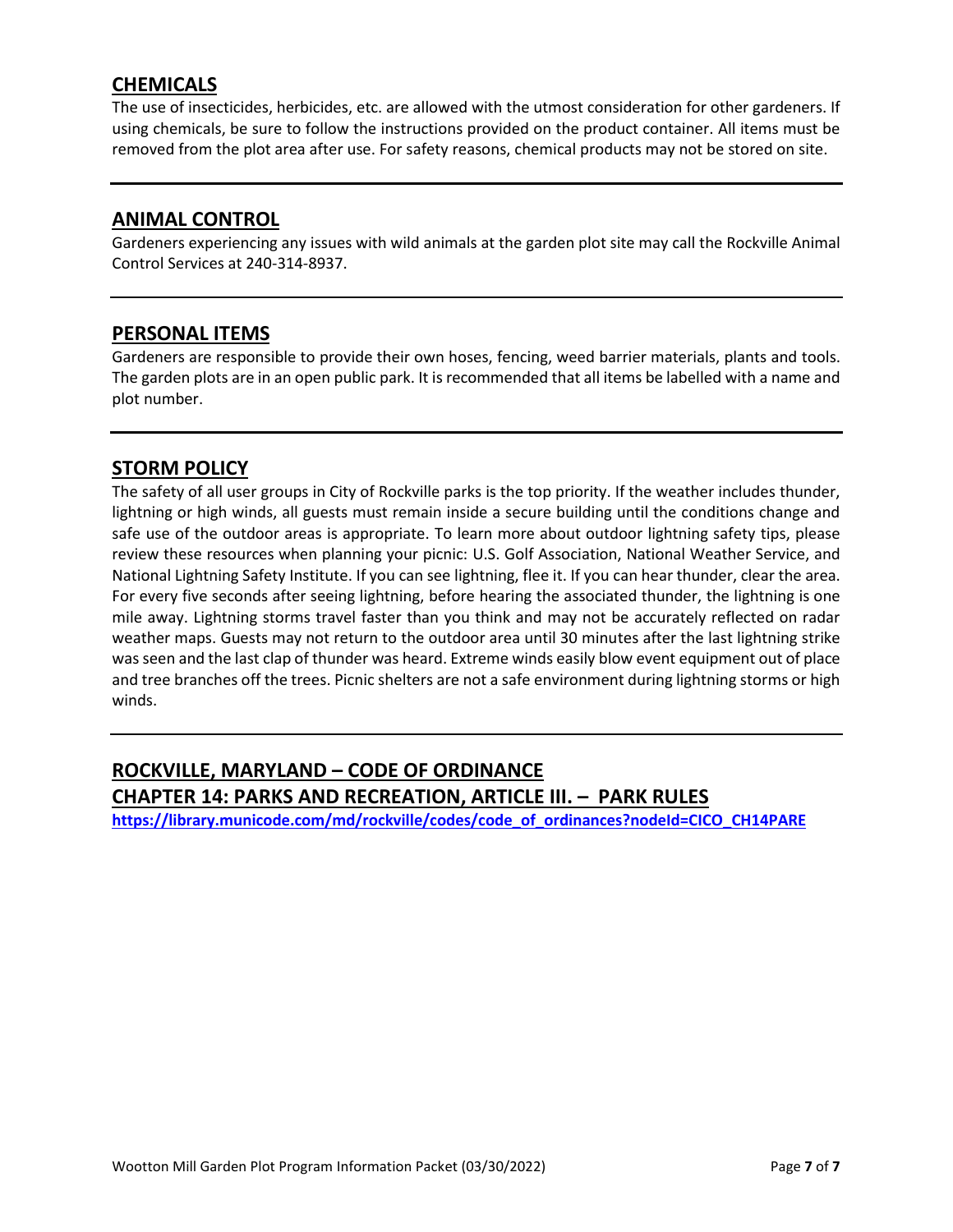## CHEMICALS

The use of insecticides, herbicides, etc. are allowed with the utmost consideration for other gardeners. If using chemicals, be sure to follow the instructions provided on the product container. All items must be removed from the plot area after use. For safety reasons, chemical products may not be stored on site.

---

## ANIMAL CONTROL

Gardeners experiencing any issues with wild animals at the garden plot site may call the Rockville Animal Control Services at 240-314-8937.

---

## PERSONAL ITEMS

Gardeners are responsible to provide their own hoses, fencing, weed barrier materials, plants and tools. The garden plots are in an open public park. It is recommended that all items be labelled with a name and plot number.

---

## STORM POLICY

The safety of all user groups in City of Rockville parks is the top priority. If the weather includes thunder, lightning or high winds, all guests must remain inside a secure building until the conditions change and safe use of the outdoor areas is appropriate. To learn more about outdoor lightning safety tips, please review these resources when planning your picnic: U.S. Golf Association, National Weather Service, and National Lightning Safety Institute. If you can see lightning, flee it. If you can hear thunder, clear the area. For every five seconds after seeing lightning, before hearing the associated thunder, the lightning is one mile away. Lightning storms travel faster than you think and may not be accurately reflected on radar weather maps. Guests may not return to the outdoor area until 30 minutes after the last lightning strike was seen and the last clap of thunder was heard. Extreme winds easily blow event equipment out of place and tree branches off the trees. Picnic shelters are not a safe environment during lightning storms or high winds.

---

## ROCKVILLE, MARYLAND – CODE OF ORDINANCE
## CHAPTER 14: PARKS AND RECREATION, ARTICLE III. – PARK RULES

https://library.municode.com/md/rockville/codes/code_of_ordinances?nodeId=CICO_CH14PARE